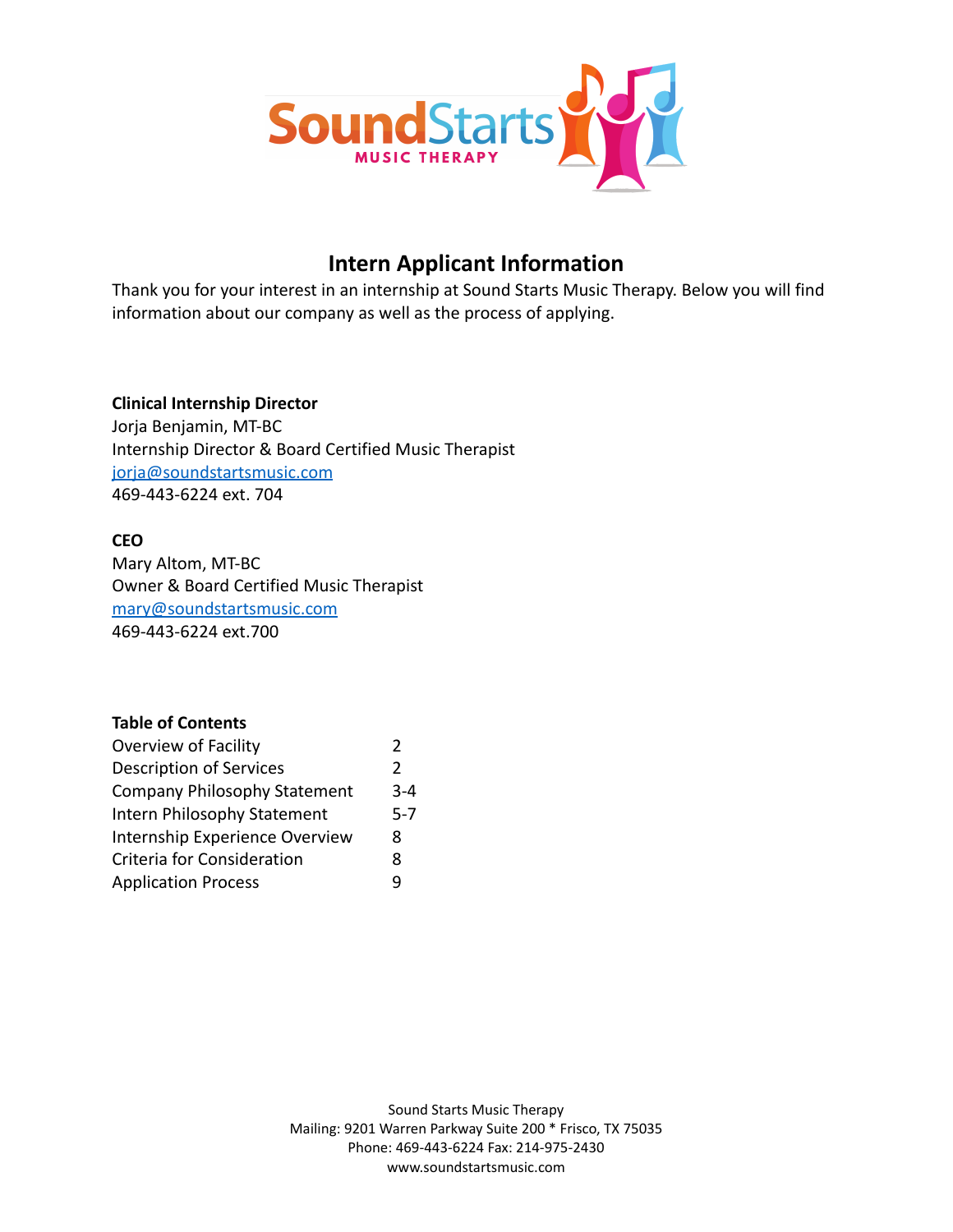# Intern Applicant Information

Thank you for your interest in an internship at Sound Starts Music Therapy. Below you will find information about our company as well as the process of applying.

**Clinical Internship Director**
Jorja Benjamin, MT-BC
Internship Director & Board Certified Music Therapist
jorja@soundstartsmusic.com
469-443-6224 ext. 704

**CEO**
Mary Altom, MT-BC
Owner & Board Certified Music Therapist
mary@soundstartsmusic.com
469-443-6224 ext.700

**Table of Contents**

| | |
|---|---|
| Overview of Facility | 2 |
| Description of Services | 2 |
| Company Philosophy Statement | 3-4 |
| Intern Philosophy Statement | 5-7 |
| Internship Experience Overview | 8 |
| Criteria for Consideration | 8 |
| Application Process | 9 |

Sound Starts Music Therapy
Mailing: 9201 Warren Parkway Suite 200 * Frisco, TX 75035
Phone: 469-443-6224 Fax: 214-975-2430
www.soundstartsmusic.com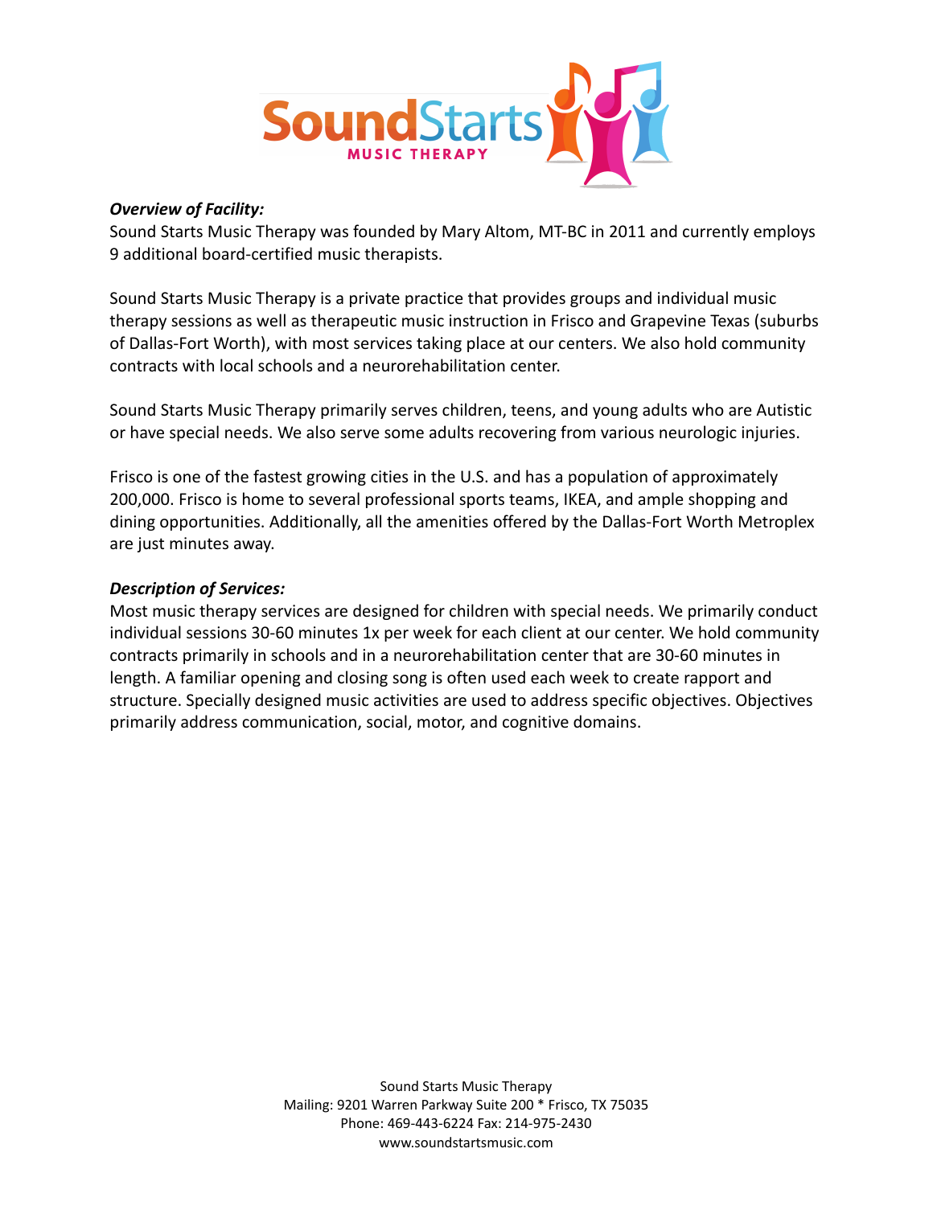***Overview of Facility:***

Sound Starts Music Therapy was founded by Mary Altom, MT-BC in 2011 and currently employs 9 additional board-certified music therapists.

Sound Starts Music Therapy is a private practice that provides groups and individual music therapy sessions as well as therapeutic music instruction in Frisco and Grapevine Texas (suburbs of Dallas-Fort Worth), with most services taking place at our centers. We also hold community contracts with local schools and a neurorehabilitation center.

Sound Starts Music Therapy primarily serves children, teens, and young adults who are Autistic or have special needs. We also serve some adults recovering from various neurologic injuries.

Frisco is one of the fastest growing cities in the U.S. and has a population of approximately 200,000. Frisco is home to several professional sports teams, IKEA, and ample shopping and dining opportunities. Additionally, all the amenities offered by the Dallas-Fort Worth Metroplex are just minutes away.

***Description of Services:***

Most music therapy services are designed for children with special needs. We primarily conduct individual sessions 30-60 minutes 1x per week for each client at our center. We hold community contracts primarily in schools and in a neurorehabilitation center that are 30-60 minutes in length. A familiar opening and closing song is often used each week to create rapport and structure. Specially designed music activities are used to address specific objectives. Objectives primarily address communication, social, motor, and cognitive domains.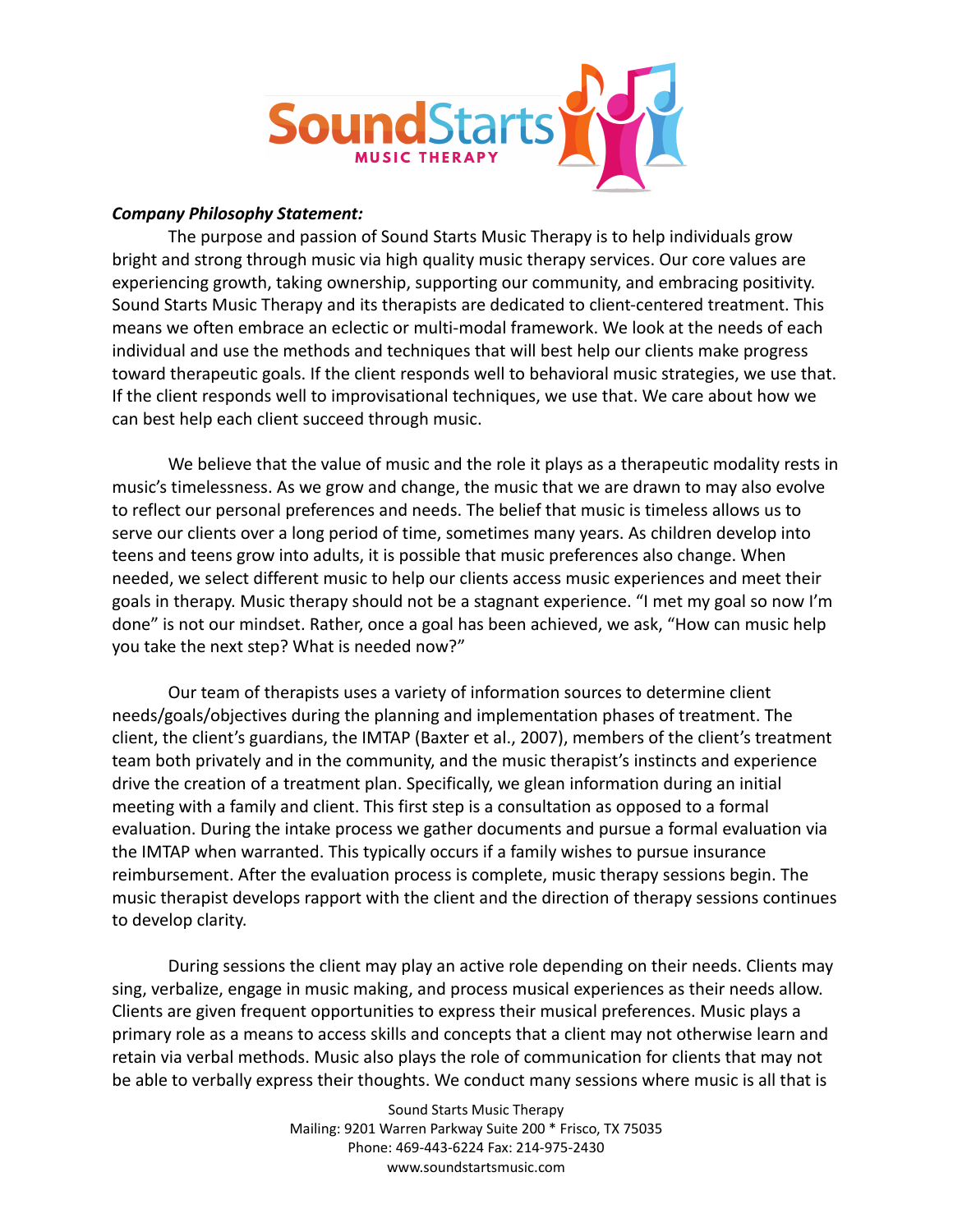***Company Philosophy Statement:***

The purpose and passion of Sound Starts Music Therapy is to help individuals grow bright and strong through music via high quality music therapy services. Our core values are experiencing growth, taking ownership, supporting our community, and embracing positivity. Sound Starts Music Therapy and its therapists are dedicated to client-centered treatment. This means we often embrace an eclectic or multi-modal framework. We look at the needs of each individual and use the methods and techniques that will best help our clients make progress toward therapeutic goals. If the client responds well to behavioral music strategies, we use that. If the client responds well to improvisational techniques, we use that. We care about how we can best help each client succeed through music.

We believe that the value of music and the role it plays as a therapeutic modality rests in music's timelessness. As we grow and change, the music that we are drawn to may also evolve to reflect our personal preferences and needs. The belief that music is timeless allows us to serve our clients over a long period of time, sometimes many years. As children develop into teens and teens grow into adults, it is possible that music preferences also change. When needed, we select different music to help our clients access music experiences and meet their goals in therapy. Music therapy should not be a stagnant experience. "I met my goal so now I'm done" is not our mindset. Rather, once a goal has been achieved, we ask, "How can music help you take the next step? What is needed now?"

Our team of therapists uses a variety of information sources to determine client needs/goals/objectives during the planning and implementation phases of treatment. The client, the client's guardians, the IMTAP (Baxter et al., 2007), members of the client's treatment team both privately and in the community, and the music therapist's instincts and experience drive the creation of a treatment plan. Specifically, we glean information during an initial meeting with a family and client. This first step is a consultation as opposed to a formal evaluation. During the intake process we gather documents and pursue a formal evaluation via the IMTAP when warranted. This typically occurs if a family wishes to pursue insurance reimbursement. After the evaluation process is complete, music therapy sessions begin. The music therapist develops rapport with the client and the direction of therapy sessions continues to develop clarity.

During sessions the client may play an active role depending on their needs. Clients may sing, verbalize, engage in music making, and process musical experiences as their needs allow. Clients are given frequent opportunities to express their musical preferences. Music plays a primary role as a means to access skills and concepts that a client may not otherwise learn and retain via verbal methods. Music also plays the role of communication for clients that may not be able to verbally express their thoughts. We conduct many sessions where music is all that is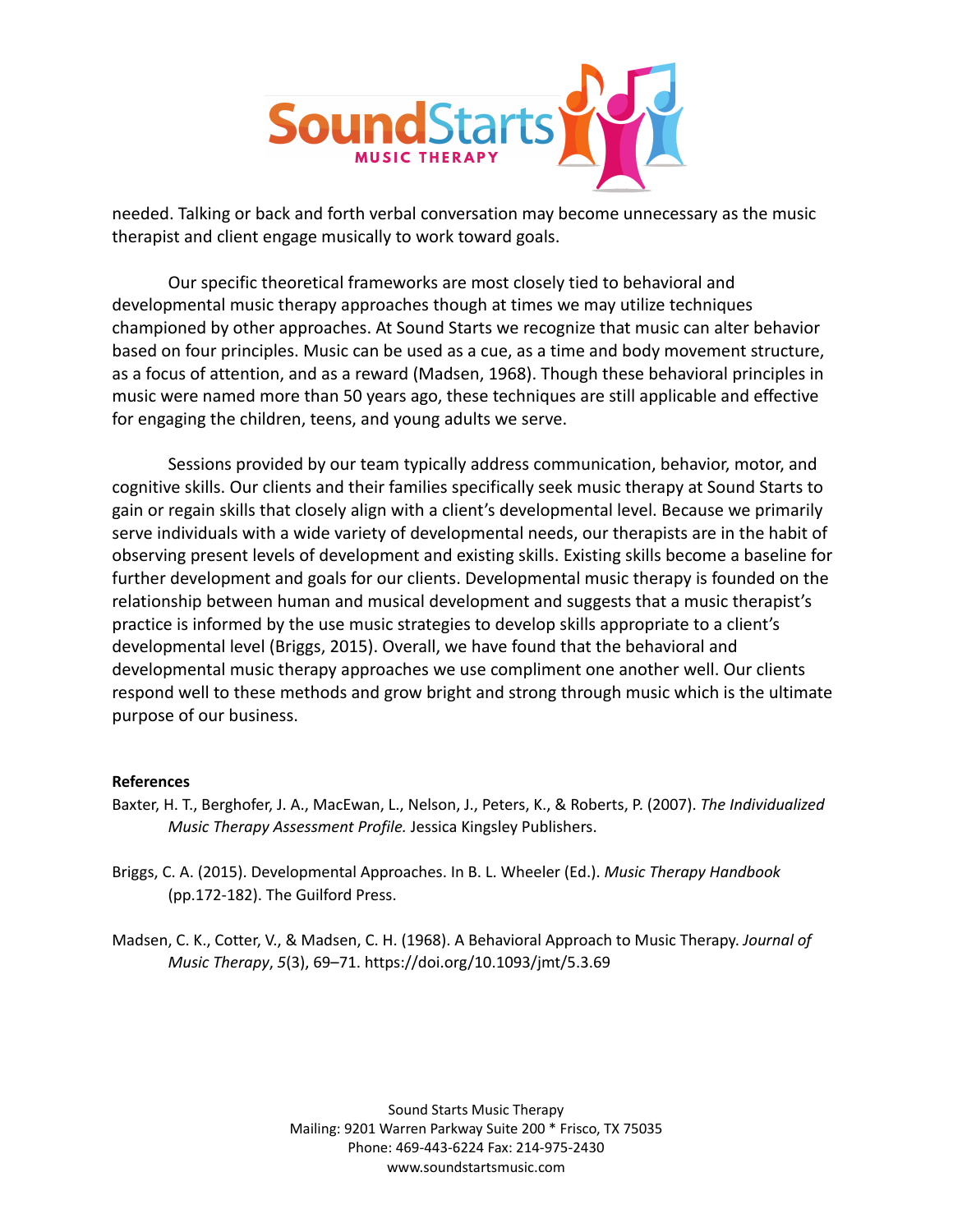needed. Talking or back and forth verbal conversation may become unnecessary as the music therapist and client engage musically to work toward goals.

Our specific theoretical frameworks are most closely tied to behavioral and developmental music therapy approaches though at times we may utilize techniques championed by other approaches. At Sound Starts we recognize that music can alter behavior based on four principles. Music can be used as a cue, as a time and body movement structure, as a focus of attention, and as a reward (Madsen, 1968). Though these behavioral principles in music were named more than 50 years ago, these techniques are still applicable and effective for engaging the children, teens, and young adults we serve.

Sessions provided by our team typically address communication, behavior, motor, and cognitive skills. Our clients and their families specifically seek music therapy at Sound Starts to gain or regain skills that closely align with a client's developmental level. Because we primarily serve individuals with a wide variety of developmental needs, our therapists are in the habit of observing present levels of development and existing skills. Existing skills become a baseline for further development and goals for our clients. Developmental music therapy is founded on the relationship between human and musical development and suggests that a music therapist's practice is informed by the use music strategies to develop skills appropriate to a client's developmental level (Briggs, 2015). Overall, we have found that the behavioral and developmental music therapy approaches we use compliment one another well. Our clients respond well to these methods and grow bright and strong through music which is the ultimate purpose of our business.

**References**

Baxter, H. T., Berghofer, J. A., MacEwan, L., Nelson, J., Peters, K., & Roberts, P. (2007). *The Individualized Music Therapy Assessment Profile.* Jessica Kingsley Publishers.

Briggs, C. A. (2015). Developmental Approaches. In B. L. Wheeler (Ed.). *Music Therapy Handbook* (pp.172-182). The Guilford Press.

Madsen, C. K., Cotter, V., & Madsen, C. H. (1968). A Behavioral Approach to Music Therapy. *Journal of Music Therapy*, *5*(3), 69–71. https://doi.org/10.1093/jmt/5.3.69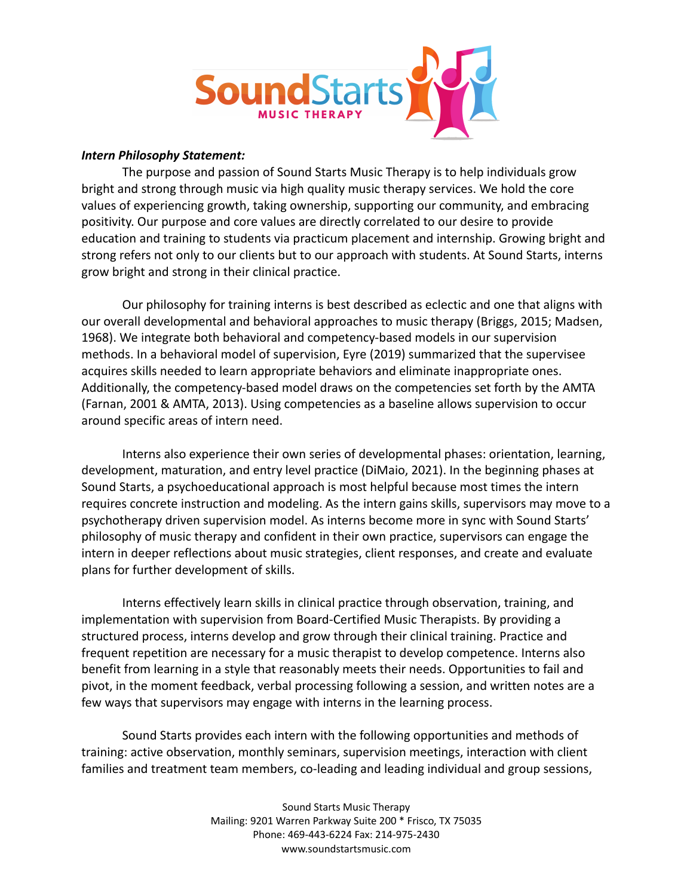***Intern Philosophy Statement:***

The purpose and passion of Sound Starts Music Therapy is to help individuals grow bright and strong through music via high quality music therapy services. We hold the core values of experiencing growth, taking ownership, supporting our community, and embracing positivity. Our purpose and core values are directly correlated to our desire to provide education and training to students via practicum placement and internship. Growing bright and strong refers not only to our clients but to our approach with students. At Sound Starts, interns grow bright and strong in their clinical practice.

Our philosophy for training interns is best described as eclectic and one that aligns with our overall developmental and behavioral approaches to music therapy (Briggs, 2015; Madsen, 1968). We integrate both behavioral and competency-based models in our supervision methods. In a behavioral model of supervision, Eyre (2019) summarized that the supervisee acquires skills needed to learn appropriate behaviors and eliminate inappropriate ones. Additionally, the competency-based model draws on the competencies set forth by the AMTA (Farnan, 2001 & AMTA, 2013). Using competencies as a baseline allows supervision to occur around specific areas of intern need.

Interns also experience their own series of developmental phases: orientation, learning, development, maturation, and entry level practice (DiMaio, 2021). In the beginning phases at Sound Starts, a psychoeducational approach is most helpful because most times the intern requires concrete instruction and modeling. As the intern gains skills, supervisors may move to a psychotherapy driven supervision model. As interns become more in sync with Sound Starts' philosophy of music therapy and confident in their own practice, supervisors can engage the intern in deeper reflections about music strategies, client responses, and create and evaluate plans for further development of skills.

Interns effectively learn skills in clinical practice through observation, training, and implementation with supervision from Board-Certified Music Therapists. By providing a structured process, interns develop and grow through their clinical training. Practice and frequent repetition are necessary for a music therapist to develop competence. Interns also benefit from learning in a style that reasonably meets their needs. Opportunities to fail and pivot, in the moment feedback, verbal processing following a session, and written notes are a few ways that supervisors may engage with interns in the learning process.

Sound Starts provides each intern with the following opportunities and methods of training: active observation, monthly seminars, supervision meetings, interaction with client families and treatment team members, co-leading and leading individual and group sessions,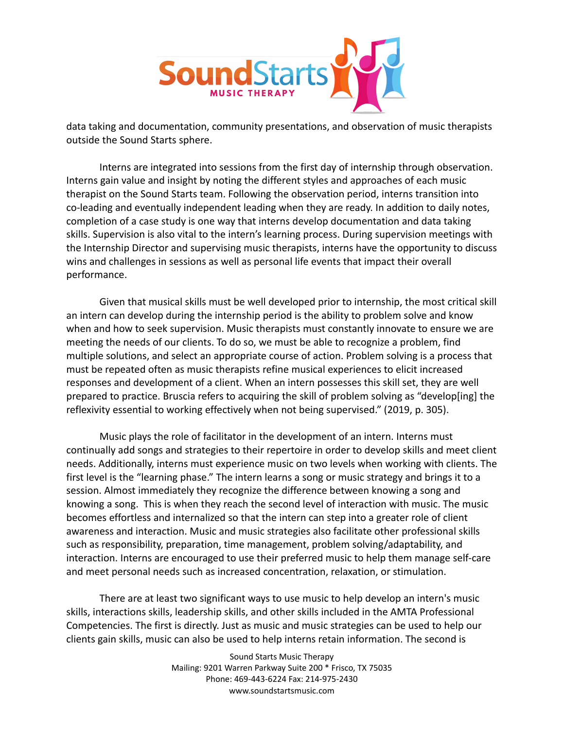data taking and documentation, community presentations, and observation of music therapists outside the Sound Starts sphere.

Interns are integrated into sessions from the first day of internship through observation. Interns gain value and insight by noting the different styles and approaches of each music therapist on the Sound Starts team. Following the observation period, interns transition into co-leading and eventually independent leading when they are ready. In addition to daily notes, completion of a case study is one way that interns develop documentation and data taking skills. Supervision is also vital to the intern's learning process. During supervision meetings with the Internship Director and supervising music therapists, interns have the opportunity to discuss wins and challenges in sessions as well as personal life events that impact their overall performance.

Given that musical skills must be well developed prior to internship, the most critical skill an intern can develop during the internship period is the ability to problem solve and know when and how to seek supervision. Music therapists must constantly innovate to ensure we are meeting the needs of our clients. To do so, we must be able to recognize a problem, find multiple solutions, and select an appropriate course of action. Problem solving is a process that must be repeated often as music therapists refine musical experiences to elicit increased responses and development of a client. When an intern possesses this skill set, they are well prepared to practice. Bruscia refers to acquiring the skill of problem solving as "develop[ing] the reflexivity essential to working effectively when not being supervised." (2019, p. 305).

Music plays the role of facilitator in the development of an intern. Interns must continually add songs and strategies to their repertoire in order to develop skills and meet client needs. Additionally, interns must experience music on two levels when working with clients. The first level is the "learning phase." The intern learns a song or music strategy and brings it to a session. Almost immediately they recognize the difference between knowing a song and knowing a song. This is when they reach the second level of interaction with music. The music becomes effortless and internalized so that the intern can step into a greater role of client awareness and interaction. Music and music strategies also facilitate other professional skills such as responsibility, preparation, time management, problem solving/adaptability, and interaction. Interns are encouraged to use their preferred music to help them manage self-care and meet personal needs such as increased concentration, relaxation, or stimulation.

There are at least two significant ways to use music to help develop an intern's music skills, interactions skills, leadership skills, and other skills included in the AMTA Professional Competencies. The first is directly. Just as music and music strategies can be used to help our clients gain skills, music can also be used to help interns retain information. The second is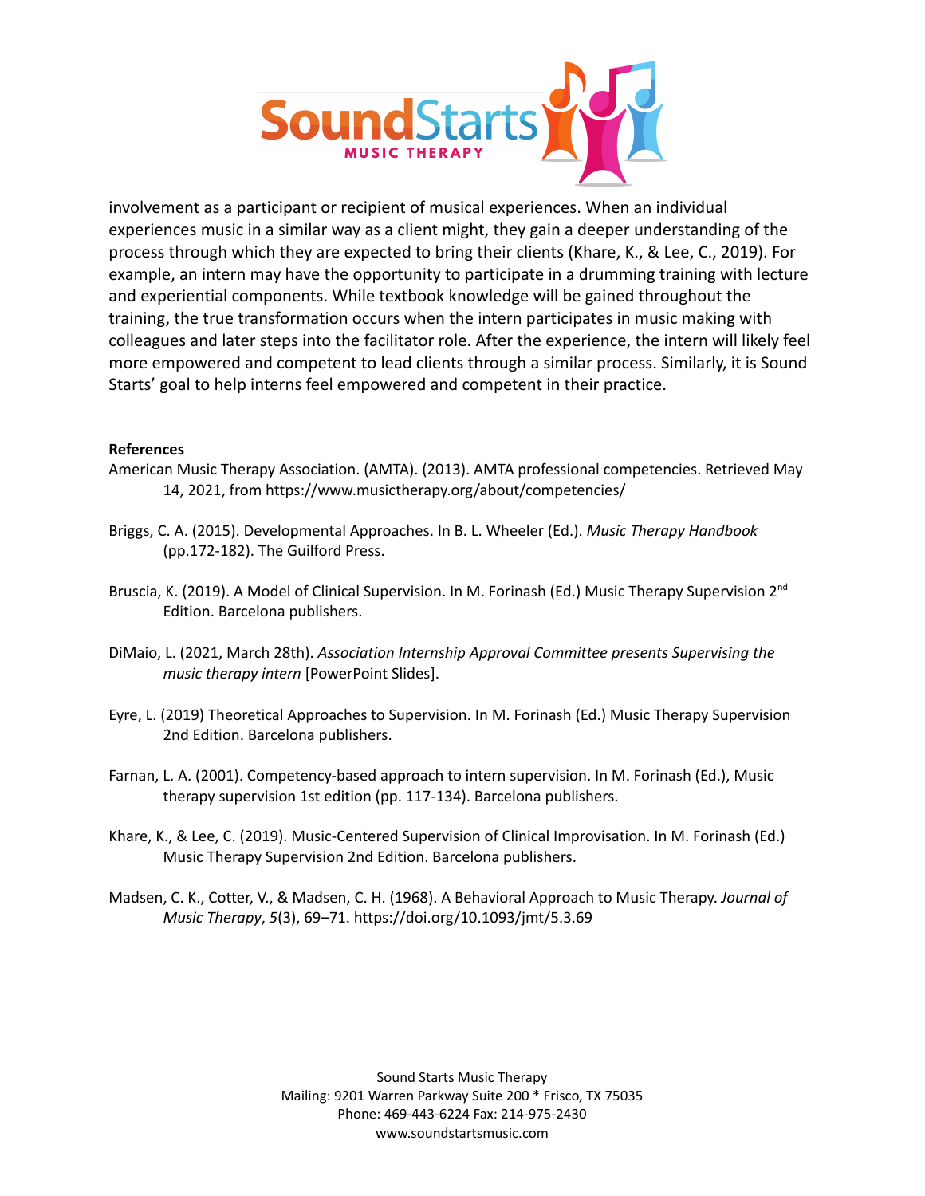involvement as a participant or recipient of musical experiences. When an individual experiences music in a similar way as a client might, they gain a deeper understanding of the process through which they are expected to bring their clients (Khare, K., & Lee, C., 2019). For example, an intern may have the opportunity to participate in a drumming training with lecture and experiential components. While textbook knowledge will be gained throughout the training, the true transformation occurs when the intern participates in music making with colleagues and later steps into the facilitator role. After the experience, the intern will likely feel more empowered and competent to lead clients through a similar process. Similarly, it is Sound Starts' goal to help interns feel empowered and competent in their practice.

**References**

American Music Therapy Association. (AMTA). (2013). AMTA professional competencies. Retrieved May 14, 2021, from https://www.musictherapy.org/about/competencies/

Briggs, C. A. (2015). Developmental Approaches. In B. L. Wheeler (Ed.). *Music Therapy Handbook* (pp.172-182). The Guilford Press.

Bruscia, K. (2019). A Model of Clinical Supervision. In M. Forinash (Ed.) Music Therapy Supervision 2nd Edition. Barcelona publishers.

DiMaio, L. (2021, March 28th). *Association Internship Approval Committee presents Supervising the music therapy intern* [PowerPoint Slides].

Eyre, L. (2019) Theoretical Approaches to Supervision. In M. Forinash (Ed.) Music Therapy Supervision 2nd Edition. Barcelona publishers.

Farnan, L. A. (2001). Competency-based approach to intern supervision. In M. Forinash (Ed.), Music therapy supervision 1st edition (pp. 117-134). Barcelona publishers.

Khare, K., & Lee, C. (2019). Music-Centered Supervision of Clinical Improvisation. In M. Forinash (Ed.) Music Therapy Supervision 2nd Edition. Barcelona publishers.

Madsen, C. K., Cotter, V., & Madsen, C. H. (1968). A Behavioral Approach to Music Therapy. *Journal of Music Therapy*, *5*(3), 69–71. https://doi.org/10.1093/jmt/5.3.69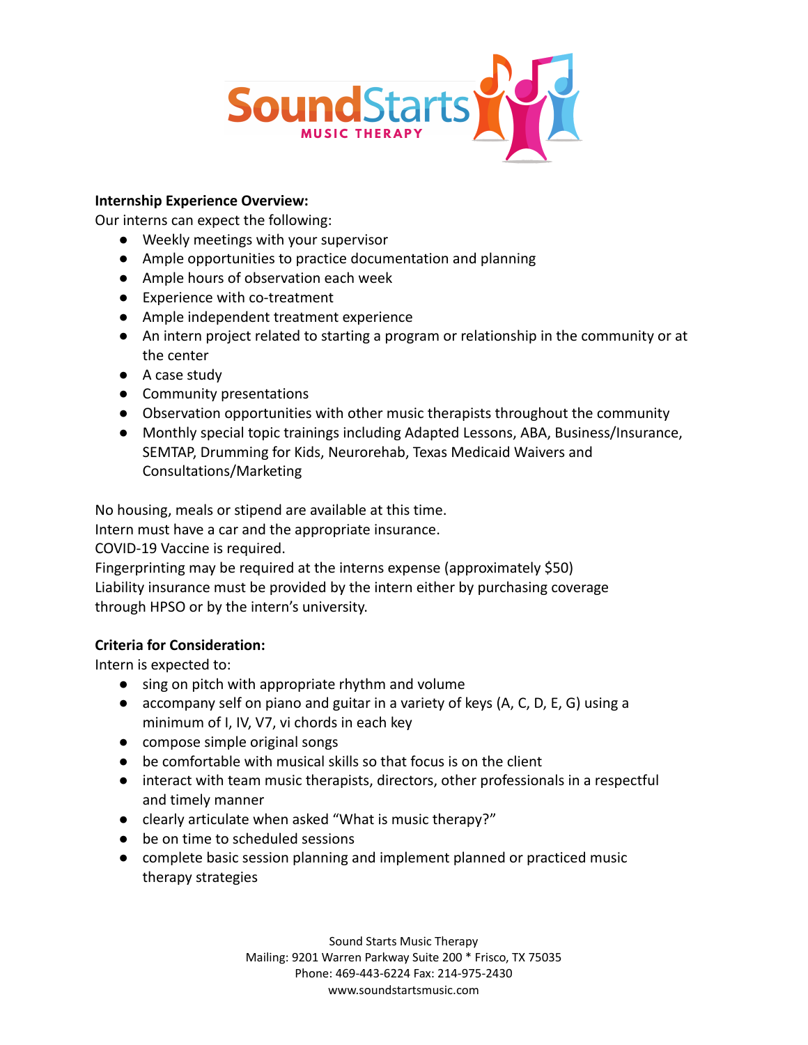**Internship Experience Overview:**

Our interns can expect the following:

- Weekly meetings with your supervisor
- Ample opportunities to practice documentation and planning
- Ample hours of observation each week
- Experience with co-treatment
- Ample independent treatment experience
- An intern project related to starting a program or relationship in the community or at the center
- A case study
- Community presentations
- Observation opportunities with other music therapists throughout the community
- Monthly special topic trainings including Adapted Lessons, ABA, Business/Insurance, SEMTAP, Drumming for Kids, Neurorehab, Texas Medicaid Waivers and Consultations/Marketing

No housing, meals or stipend are available at this time.
Intern must have a car and the appropriate insurance.
COVID-19 Vaccine is required.
Fingerprinting may be required at the interns expense (approximately $50)
Liability insurance must be provided by the intern either by purchasing coverage through HPSO or by the intern's university.

**Criteria for Consideration:**

Intern is expected to:

- sing on pitch with appropriate rhythm and volume
- accompany self on piano and guitar in a variety of keys (A, C, D, E, G) using a minimum of I, IV, V7, vi chords in each key
- compose simple original songs
- be comfortable with musical skills so that focus is on the client
- interact with team music therapists, directors, other professionals in a respectful and timely manner
- clearly articulate when asked "What is music therapy?"
- be on time to scheduled sessions
- complete basic session planning and implement planned or practiced music therapy strategies

Sound Starts Music Therapy
Mailing: 9201 Warren Parkway Suite 200 * Frisco, TX 75035
Phone: 469-443-6224 Fax: 214-975-2430
www.soundstartsmusic.com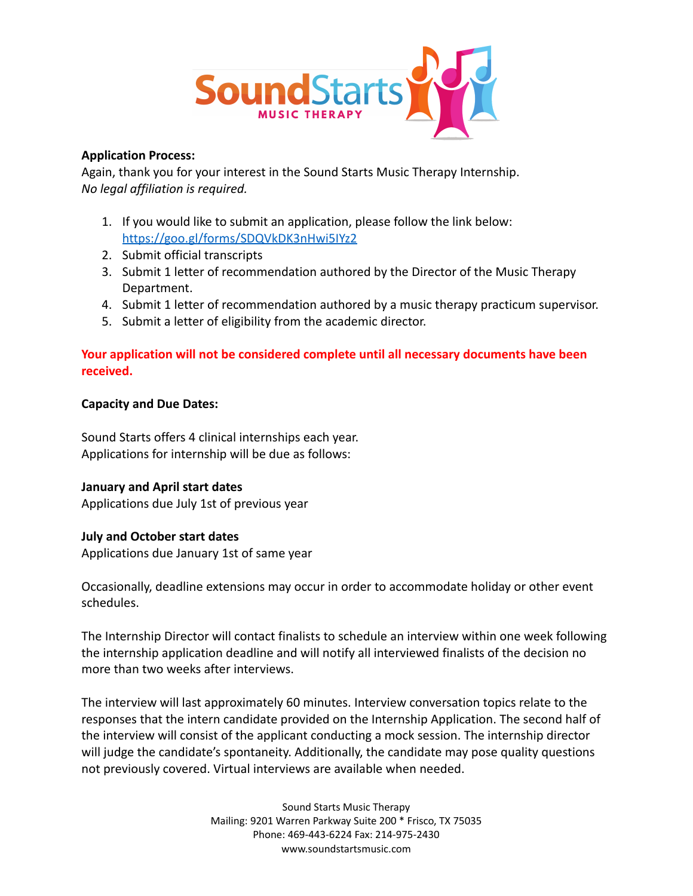**Application Process:**

Again, thank you for your interest in the Sound Starts Music Therapy Internship.

*No legal affiliation is required.*

1. If you would like to submit an application, please follow the link below: https://goo.gl/forms/SDQVkDK3nHwi5IYz2
2. Submit official transcripts
3. Submit 1 letter of recommendation authored by the Director of the Music Therapy Department.
4. Submit 1 letter of recommendation authored by a music therapy practicum supervisor.
5. Submit a letter of eligibility from the academic director.

**Your application will not be considered complete until all necessary documents have been received.**

**Capacity and Due Dates:**

Sound Starts offers 4 clinical internships each year.
Applications for internship will be due as follows:

**January and April start dates**
Applications due July 1st of previous year

**July and October start dates**
Applications due January 1st of same year

Occasionally, deadline extensions may occur in order to accommodate holiday or other event schedules.

The Internship Director will contact finalists to schedule an interview within one week following the internship application deadline and will notify all interviewed finalists of the decision no more than two weeks after interviews.

The interview will last approximately 60 minutes. Interview conversation topics relate to the responses that the intern candidate provided on the Internship Application. The second half of the interview will consist of the applicant conducting a mock session. The internship director will judge the candidate's spontaneity. Additionally, the candidate may pose quality questions not previously covered. Virtual interviews are available when needed.

Sound Starts Music Therapy
Mailing: 9201 Warren Parkway Suite 200 * Frisco, TX 75035
Phone: 469-443-6224 Fax: 214-975-2430
www.soundstartsmusic.com